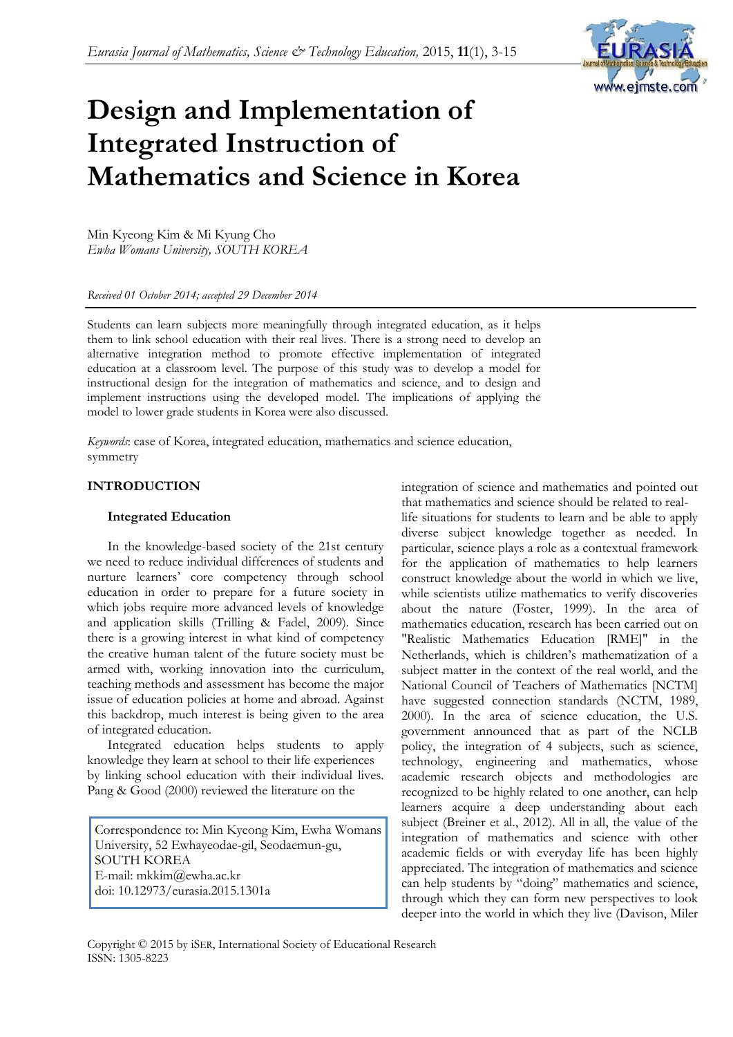# Design and Implementation of Integrated Instruction of Mathematics and Science in Korea

Min Kyeong Kim & Mi Kyung Cho
*Ewha Womans University, SOUTH KOREA*

*Received 01 October 2014; accepted 29 December 2014*

Students can learn subjects more meaningfully through integrated education, as it helps them to link school education with their real lives. There is a strong need to develop an alternative integration method to promote effective implementation of integrated education at a classroom level. The purpose of this study was to develop a model for instructional design for the integration of mathematics and science, and to design and implement instructions using the developed model. The implications of applying the model to lower grade students in Korea were also discussed.

*Keywords*: case of Korea, integrated education, mathematics and science education, symmetry

## INTRODUCTION

### Integrated Education

In the knowledge-based society of the 21st century we need to reduce individual differences of students and nurture learners' core competency through school education in order to prepare for a future society in which jobs require more advanced levels of knowledge and application skills (Trilling & Fadel, 2009). Since there is a growing interest in what kind of competency the creative human talent of the future society must be armed with, working innovation into the curriculum, teaching methods and assessment has become the major issue of education policies at home and abroad. Against this backdrop, much interest is being given to the area of integrated education.

Integrated education helps students to apply knowledge they learn at school to their life experiences by linking school education with their individual lives. Pang & Good (2000) reviewed the literature on the integration of science and mathematics and pointed out that mathematics and science should be related to real-life situations for students to learn and be able to apply diverse subject knowledge together as needed. In particular, science plays a role as a contextual framework for the application of mathematics to help learners construct knowledge about the world in which we live, while scientists utilize mathematics to verify discoveries about the nature (Foster, 1999). In the area of mathematics education, research has been carried out on "Realistic Mathematics Education [RME]" in the Netherlands, which is children's mathematization of a subject matter in the context of the real world, and the National Council of Teachers of Mathematics [NCTM] have suggested connection standards (NCTM, 1989, 2000). In the area of science education, the U.S. government announced that as part of the NCLB policy, the integration of 4 subjects, such as science, technology, engineering and mathematics, whose academic research objects and methodologies are recognized to be highly related to one another, can help learners acquire a deep understanding about each subject (Breiner et al., 2012). All in all, the value of the integration of mathematics and science with other academic fields or with everyday life has been highly appreciated. The integration of mathematics and science can help students by "doing" mathematics and science, through which they can form new perspectives to look deeper into the world in which they live (Davison, Miler

Correspondence to: Min Kyeong Kim, Ewha Womans University, 52 Ewhayeodae-gil, Seodaemun-gu, SOUTH KOREA
E-mail: mkkim@ewha.ac.kr
doi: 10.12973/eurasia.2015.1301a

Copyright © 2015 by iSER, International Society of Educational Research
ISSN: 1305-8223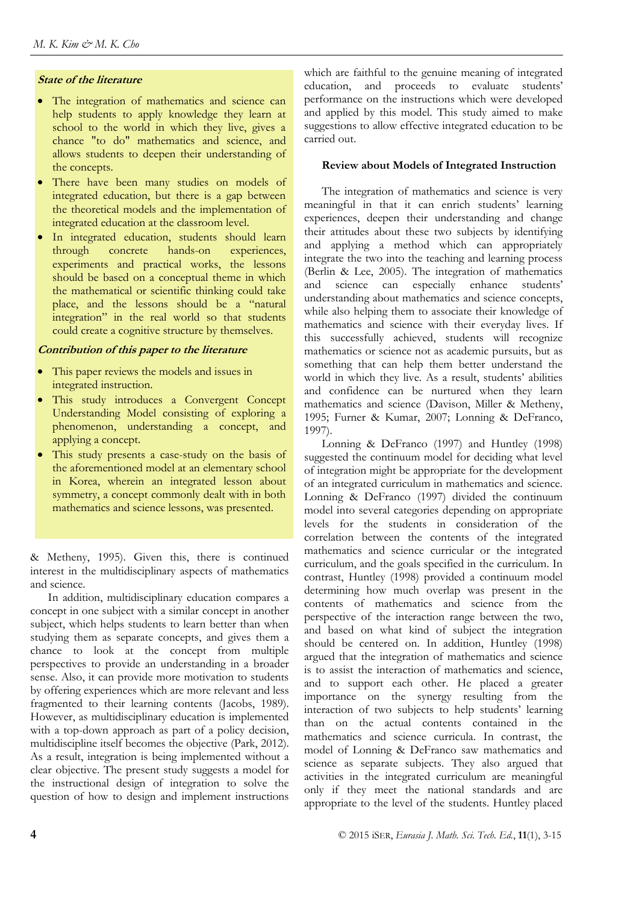**State of the literature**

- The integration of mathematics and science can help students to apply knowledge they learn at school to the world in which they live, gives a chance "to do" mathematics and science, and allows students to deepen their understanding of the concepts.
- There have been many studies on models of integrated education, but there is a gap between the theoretical models and the implementation of integrated education at the classroom level.
- In integrated education, students should learn through concrete hands-on experiences, experiments and practical works, the lessons should be based on a conceptual theme in which the mathematical or scientific thinking could take place, and the lessons should be a "natural integration" in the real world so that students could create a cognitive structure by themselves.

**Contribution of this paper to the literature**

- This paper reviews the models and issues in integrated instruction.
- This study introduces a Convergent Concept Understanding Model consisting of exploring a phenomenon, understanding a concept, and applying a concept.
- This study presents a case-study on the basis of the aforementioned model at an elementary school in Korea, wherein an integrated lesson about symmetry, a concept commonly dealt with in both mathematics and science lessons, was presented.

& Metheny, 1995). Given this, there is continued interest in the multidisciplinary aspects of mathematics and science.

In addition, multidisciplinary education compares a concept in one subject with a similar concept in another subject, which helps students to learn better than when studying them as separate concepts, and gives them a chance to look at the concept from multiple perspectives to provide an understanding in a broader sense. Also, it can provide more motivation to students by offering experiences which are more relevant and less fragmented to their learning contents (Jacobs, 1989). However, as multidisciplinary education is implemented with a top-down approach as part of a policy decision, multidiscipline itself becomes the objective (Park, 2012). As a result, integration is being implemented without a clear objective. The present study suggests a model for the instructional design of integration to solve the question of how to design and implement instructions which are faithful to the genuine meaning of integrated education, and proceeds to evaluate students' performance on the instructions which were developed and applied by this model. This study aimed to make suggestions to allow effective integrated education to be carried out.

### Review about Models of Integrated Instruction

The integration of mathematics and science is very meaningful in that it can enrich students' learning experiences, deepen their understanding and change their attitudes about these two subjects by identifying and applying a method which can appropriately integrate the two into the teaching and learning process (Berlin & Lee, 2005). The integration of mathematics and science can especially enhance students' understanding about mathematics and science concepts, while also helping them to associate their knowledge of mathematics and science with their everyday lives. If this successfully achieved, students will recognize mathematics or science not as academic pursuits, but as something that can help them better understand the world in which they live. As a result, students' abilities and confidence can be nurtured when they learn mathematics and science (Davison, Miller & Metheny, 1995; Furner & Kumar, 2007; Lonning & DeFranco, 1997).

Lonning & DeFranco (1997) and Huntley (1998) suggested the continuum model for deciding what level of integration might be appropriate for the development of an integrated curriculum in mathematics and science. Lonning & DeFranco (1997) divided the continuum model into several categories depending on appropriate levels for the students in consideration of the correlation between the contents of the integrated mathematics and science curricular or the integrated curriculum, and the goals specified in the curriculum. In contrast, Huntley (1998) provided a continuum model determining how much overlap was present in the contents of mathematics and science from the perspective of the interaction range between the two, and based on what kind of subject the integration should be centered on. In addition, Huntley (1998) argued that the integration of mathematics and science is to assist the interaction of mathematics and science, and to support each other. He placed a greater importance on the synergy resulting from the interaction of two subjects to help students' learning than on the actual contents contained in the mathematics and science curricula. In contrast, the model of Lonning & DeFranco saw mathematics and science as separate subjects. They also argued that activities in the integrated curriculum are meaningful only if they meet the national standards and are appropriate to the level of the students. Huntley placed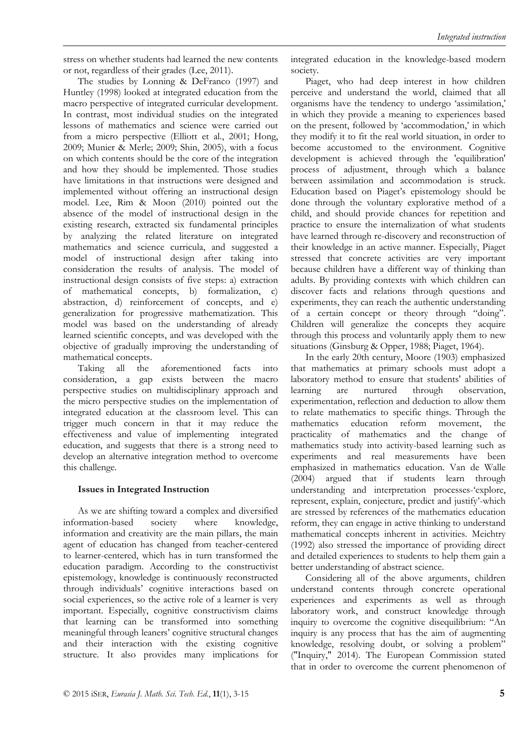stress on whether students had learned the new contents or not, regardless of their grades (Lee, 2011).

The studies by Lonning & DeFranco (1997) and Huntley (1998) looked at integrated education from the macro perspective of integrated curricular development. In contrast, most individual studies on the integrated lessons of mathematics and science were carried out from a micro perspective (Elliott et al., 2001; Hong, 2009; Munier & Merle; 2009; Shin, 2005), with a focus on which contents should be the core of the integration and how they should be implemented. Those studies have limitations in that instructions were designed and implemented without offering an instructional design model. Lee, Rim & Moon (2010) pointed out the absence of the model of instructional design in the existing research, extracted six fundamental principles by analyzing the related literature on integrated mathematics and science curricula, and suggested a model of instructional design after taking into consideration the results of analysis. The model of instructional design consists of five steps: a) extraction of mathematical concepts, b) formalization, c) abstraction, d) reinforcement of concepts, and e) generalization for progressive mathematization. This model was based on the understanding of already learned scientific concepts, and was developed with the objective of gradually improving the understanding of mathematical concepts.

Taking all the aforementioned facts into consideration, a gap exists between the macro perspective studies on multidisciplinary approach and the micro perspective studies on the implementation of integrated education at the classroom level. This can trigger much concern in that it may reduce the effectiveness and value of implementing integrated education, and suggests that there is a strong need to develop an alternative integration method to overcome this challenge.

**Issues in Integrated Instruction**

As we are shifting toward a complex and diversified information-based society where knowledge, information and creativity are the main pillars, the main agent of education has changed from teacher-centered to learner-centered, which has in turn transformed the education paradigm. According to the constructivist epistemology, knowledge is continuously reconstructed through individuals' cognitive interactions based on social experiences, so the active role of a learner is very important. Especially, cognitive constructivism claims that learning can be transformed into something meaningful through leaners' cognitive structural changes and their interaction with the existing cognitive structure. It also provides many implications for integrated education in the knowledge-based modern society.

Piaget, who had deep interest in how children perceive and understand the world, claimed that all organisms have the tendency to undergo 'assimilation,' in which they provide a meaning to experiences based on the present, followed by 'accommodation,' in which they modify it to fit the real world situation, in order to become accustomed to the environment. Cognitive development is achieved through the 'equilibration' process of adjustment, through which a balance between assimilation and accommodation is struck. Education based on Piaget's epistemology should be done through the voluntary explorative method of a child, and should provide chances for repetition and practice to ensure the internalization of what students have learned through re-discovery and reconstruction of their knowledge in an active manner. Especially, Piaget stressed that concrete activities are very important because children have a different way of thinking than adults. By providing contexts with which children can discover facts and relations through questions and experiments, they can reach the authentic understanding of a certain concept or theory through "doing". Children will generalize the concepts they acquire through this process and voluntarily apply them to new situations (Ginsburg & Opper, 1988; Piaget, 1964).

In the early 20th century, Moore (1903) emphasized that mathematics at primary schools must adopt a laboratory method to ensure that students' abilities of learning are nurtured through observation, experimentation, reflection and deduction to allow them to relate mathematics to specific things. Through the mathematics education reform movement, the practicality of mathematics and the change of mathematics study into activity-based learning such as experiments and real measurements have been emphasized in mathematics education. Van de Walle (2004) argued that if students learn through understanding and interpretation processes-'explore, represent, explain, conjecture, predict and justify'-which are stressed by references of the mathematics education reform, they can engage in active thinking to understand mathematical concepts inherent in activities. Meichtry (1992) also stressed the importance of providing direct and detailed experiences to students to help them gain a better understanding of abstract science.

Considering all of the above arguments, children understand contents through concrete operational experiences and experiments as well as through laboratory work, and construct knowledge through inquiry to overcome the cognitive disequilibrium: "An inquiry is any process that has the aim of augmenting knowledge, resolving doubt, or solving a problem" ("Inquiry," 2014). The European Commission stated that in order to overcome the current phenomenon of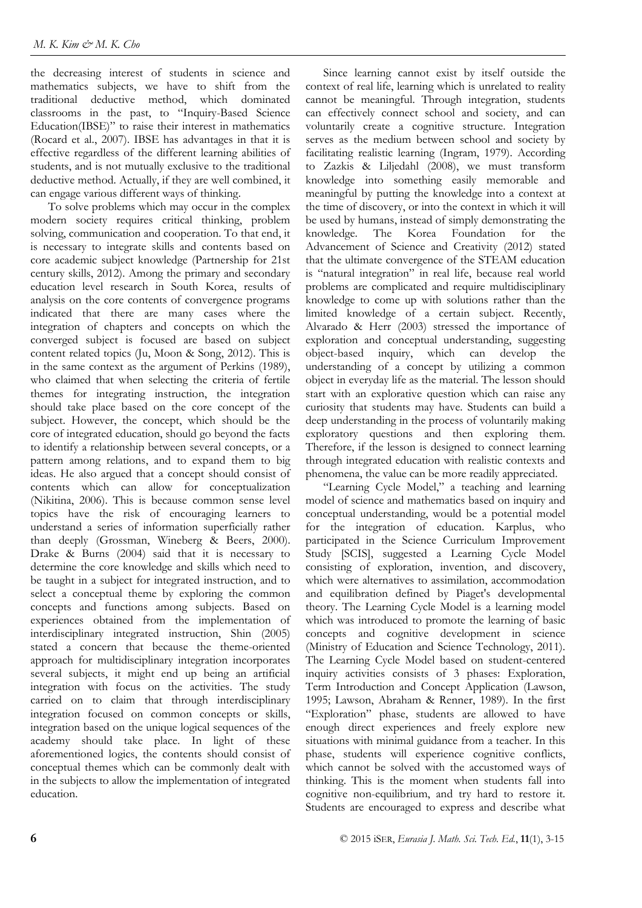the decreasing interest of students in science and mathematics subjects, we have to shift from the traditional deductive method, which dominated classrooms in the past, to "Inquiry-Based Science Education(IBSE)" to raise their interest in mathematics (Rocard et al., 2007). IBSE has advantages in that it is effective regardless of the different learning abilities of students, and is not mutually exclusive to the traditional deductive method. Actually, if they are well combined, it can engage various different ways of thinking.

To solve problems which may occur in the complex modern society requires critical thinking, problem solving, communication and cooperation. To that end, it is necessary to integrate skills and contents based on core academic subject knowledge (Partnership for 21st century skills, 2012). Among the primary and secondary education level research in South Korea, results of analysis on the core contents of convergence programs indicated that there are many cases where the integration of chapters and concepts on which the converged subject is focused are based on subject content related topics (Ju, Moon & Song, 2012). This is in the same context as the argument of Perkins (1989), who claimed that when selecting the criteria of fertile themes for integrating instruction, the integration should take place based on the core concept of the subject. However, the concept, which should be the core of integrated education, should go beyond the facts to identify a relationship between several concepts, or a pattern among relations, and to expand them to big ideas. He also argued that a concept should consist of contents which can allow for conceptualization (Nikitina, 2006). This is because common sense level topics have the risk of encouraging learners to understand a series of information superficially rather than deeply (Grossman, Wineberg & Beers, 2000). Drake & Burns (2004) said that it is necessary to determine the core knowledge and skills which need to be taught in a subject for integrated instruction, and to select a conceptual theme by exploring the common concepts and functions among subjects. Based on experiences obtained from the implementation of interdisciplinary integrated instruction, Shin (2005) stated a concern that because the theme-oriented approach for multidisciplinary integration incorporates several subjects, it might end up being an artificial integration with focus on the activities. The study carried on to claim that through interdisciplinary integration focused on common concepts or skills, integration based on the unique logical sequences of the academy should take place. In light of these aforementioned logics, the contents should consist of conceptual themes which can be commonly dealt with in the subjects to allow the implementation of integrated education.

Since learning cannot exist by itself outside the context of real life, learning which is unrelated to reality cannot be meaningful. Through integration, students can effectively connect school and society, and can voluntarily create a cognitive structure. Integration serves as the medium between school and society by facilitating realistic learning (Ingram, 1979). According to Zazkis & Liljedahl (2008), we must transform knowledge into something easily memorable and meaningful by putting the knowledge into a context at the time of discovery, or into the context in which it will be used by humans, instead of simply demonstrating the knowledge. The Korea Foundation for the Advancement of Science and Creativity (2012) stated that the ultimate convergence of the STEAM education is "natural integration" in real life, because real world problems are complicated and require multidisciplinary knowledge to come up with solutions rather than the limited knowledge of a certain subject. Recently, Alvarado & Herr (2003) stressed the importance of exploration and conceptual understanding, suggesting object-based inquiry, which can develop the understanding of a concept by utilizing a common object in everyday life as the material. The lesson should start with an explorative question which can raise any curiosity that students may have. Students can build a deep understanding in the process of voluntarily making exploratory questions and then exploring them. Therefore, if the lesson is designed to connect learning through integrated education with realistic contexts and phenomena, the value can be more readily appreciated.

"Learning Cycle Model," a teaching and learning model of science and mathematics based on inquiry and conceptual understanding, would be a potential model for the integration of education. Karplus, who participated in the Science Curriculum Improvement Study [SCIS], suggested a Learning Cycle Model consisting of exploration, invention, and discovery, which were alternatives to assimilation, accommodation and equilibration defined by Piaget's developmental theory. The Learning Cycle Model is a learning model which was introduced to promote the learning of basic concepts and cognitive development in science (Ministry of Education and Science Technology, 2011). The Learning Cycle Model based on student-centered inquiry activities consists of 3 phases: Exploration, Term Introduction and Concept Application (Lawson, 1995; Lawson, Abraham & Renner, 1989). In the first "Exploration" phase, students are allowed to have enough direct experiences and freely explore new situations with minimal guidance from a teacher. In this phase, students will experience cognitive conflicts, which cannot be solved with the accustomed ways of thinking. This is the moment when students fall into cognitive non-equilibrium, and try hard to restore it. Students are encouraged to express and describe what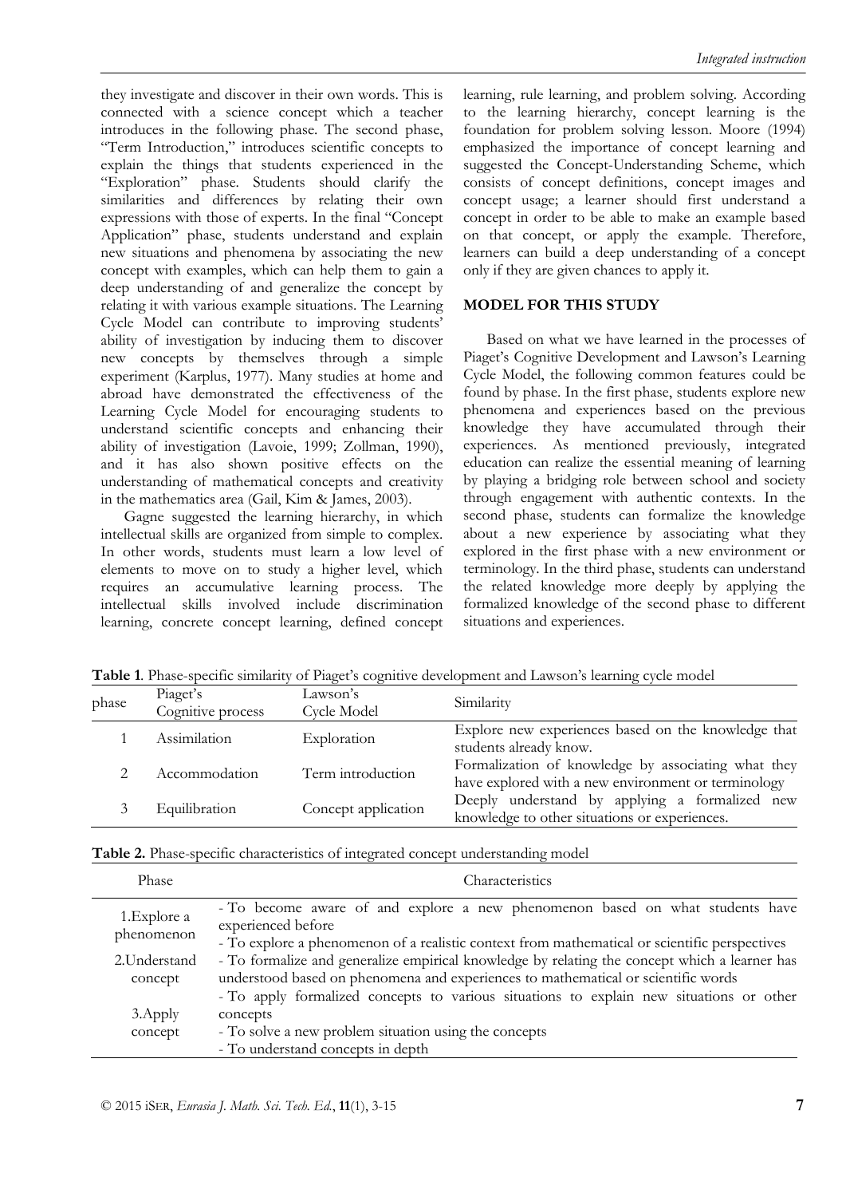they investigate and discover in their own words. This is connected with a science concept which a teacher introduces in the following phase. The second phase, "Term Introduction," introduces scientific concepts to explain the things that students experienced in the "Exploration" phase. Students should clarify the similarities and differences by relating their own expressions with those of experts. In the final "Concept Application" phase, students understand and explain new situations and phenomena by associating the new concept with examples, which can help them to gain a deep understanding of and generalize the concept by relating it with various example situations. The Learning Cycle Model can contribute to improving students' ability of investigation by inducing them to discover new concepts by themselves through a simple experiment (Karplus, 1977). Many studies at home and abroad have demonstrated the effectiveness of the Learning Cycle Model for encouraging students to understand scientific concepts and enhancing their ability of investigation (Lavoie, 1999; Zollman, 1990), and it has also shown positive effects on the understanding of mathematical concepts and creativity in the mathematics area (Gail, Kim & James, 2003).

Gagne suggested the learning hierarchy, in which intellectual skills are organized from simple to complex. In other words, students must learn a low level of elements to move on to study a higher level, which requires an accumulative learning process. The intellectual skills involved include discrimination learning, concrete concept learning, defined concept learning, rule learning, and problem solving. According to the learning hierarchy, concept learning is the foundation for problem solving lesson. Moore (1994) emphasized the importance of concept learning and suggested the Concept-Understanding Scheme, which consists of concept definitions, concept images and concept usage; a learner should first understand a concept in order to be able to make an example based on that concept, or apply the example. Therefore, learners can build a deep understanding of a concept only if they are given chances to apply it.

## MODEL FOR THIS STUDY

Based on what we have learned in the processes of Piaget's Cognitive Development and Lawson's Learning Cycle Model, the following common features could be found by phase. In the first phase, students explore new phenomena and experiences based on the previous knowledge they have accumulated through their experiences. As mentioned previously, integrated education can realize the essential meaning of learning by playing a bridging role between school and society through engagement with authentic contexts. In the second phase, students can formalize the knowledge about a new experience by associating what they explored in the first phase with a new environment or terminology. In the third phase, students can understand the related knowledge more deeply by applying the formalized knowledge of the second phase to different situations and experiences.

**Table 1**. Phase-specific similarity of Piaget's cognitive development and Lawson's learning cycle model

| phase | Piaget's Cognitive process | Lawson's Cycle Model | Similarity |
|---|---|---|---|
| 1 | Assimilation | Exploration | Explore new experiences based on the knowledge that students already know. |
| 2 | Accommodation | Term introduction | Formalization of knowledge by associating what they have explored with a new environment or terminology |
| 3 | Equilibration | Concept application | Deeply understand by applying a formalized new knowledge to other situations or experiences. |

**Table 2.** Phase-specific characteristics of integrated concept understanding model

| Phase | Characteristics |
|---|---|
| 1.Explore a phenomenon | - To become aware of and explore a new phenomenon based on what students have experienced before<br>- To explore a phenomenon of a realistic context from mathematical or scientific perspectives |
| 2.Understand concept | - To formalize and generalize empirical knowledge by relating the concept which a learner has understood based on phenomena and experiences to mathematical or scientific words |
| 3.Apply concept | - To apply formalized concepts to various situations to explain new situations or other concepts<br>- To solve a new problem situation using the concepts<br>- To understand concepts in depth |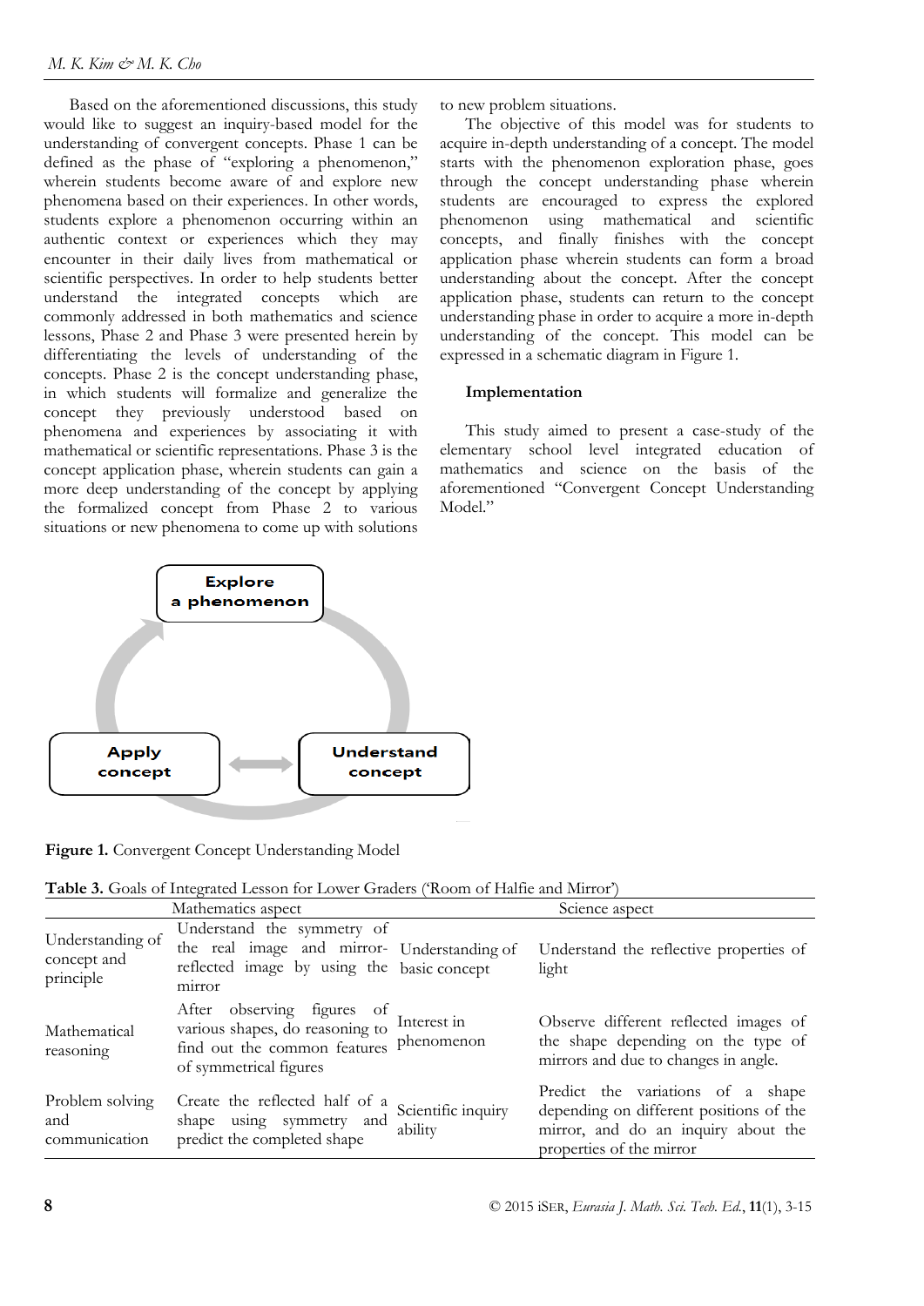Based on the aforementioned discussions, this study would like to suggest an inquiry-based model for the understanding of convergent concepts. Phase 1 can be defined as the phase of "exploring a phenomenon," wherein students become aware of and explore new phenomena based on their experiences. In other words, students explore a phenomenon occurring within an authentic context or experiences which they may encounter in their daily lives from mathematical or scientific perspectives. In order to help students better understand the integrated concepts which are commonly addressed in both mathematics and science lessons, Phase 2 and Phase 3 were presented herein by differentiating the levels of understanding of the concepts. Phase 2 is the concept understanding phase, in which students will formalize and generalize the concept they previously understood based on phenomena and experiences by associating it with mathematical or scientific representations. Phase 3 is the concept application phase, wherein students can gain a more deep understanding of the concept by applying the formalized concept from Phase 2 to various situations or new phenomena to come up with solutions to new problem situations.

The objective of this model was for students to acquire in-depth understanding of a concept. The model starts with the phenomenon exploration phase, goes through the concept understanding phase wherein students are encouraged to express the explored phenomenon using mathematical and scientific concepts, and finally finishes with the concept application phase wherein students can form a broad understanding about the concept. After the concept application phase, students can return to the concept understanding phase in order to acquire a more in-depth understanding of the concept. This model can be expressed in a schematic diagram in Figure 1.

## Implementation

This study aimed to present a case-study of the elementary school level integrated education of mathematics and science on the basis of the aforementioned "Convergent Concept Understanding Model."

Explore a phenomenon

Apply concept ⟷ Understand concept

**Figure 1.** Convergent Concept Understanding Model

**Table 3.** Goals of Integrated Lesson for Lower Graders ('Room of Halfie and Mirror')

| Mathematics aspect | | Science aspect | |
|---|---|---|---|
| Understanding of concept and principle | Understand the symmetry of the real image and mirror-reflected image by using the mirror | Understanding of basic concept | Understand the reflective properties of light |
| Mathematical reasoning | After observing figures of various shapes, do reasoning to find out the common features of symmetrical figures | Interest in phenomenon | Observe different reflected images of the shape depending on the type of mirrors and due to changes in angle. |
| Problem solving and communication | Create the reflected half of a shape using symmetry and predict the completed shape | Scientific inquiry ability | Predict the variations of a shape depending on different positions of the mirror, and do an inquiry about the properties of the mirror |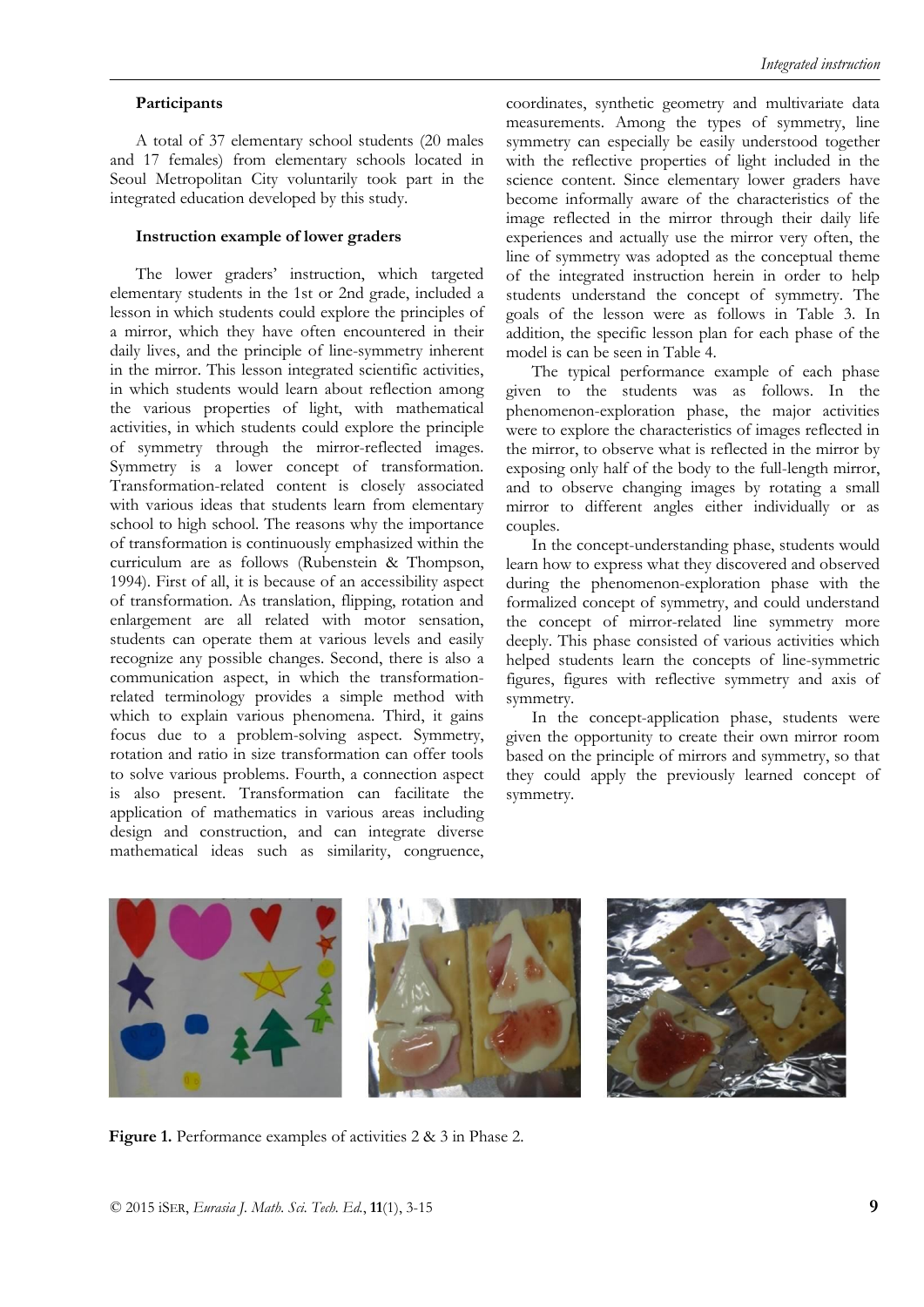### Participants

A total of 37 elementary school students (20 males and 17 females) from elementary schools located in Seoul Metropolitan City voluntarily took part in the integrated education developed by this study.

### Instruction example of lower graders

The lower graders' instruction, which targeted elementary students in the 1st or 2nd grade, included a lesson in which students could explore the principles of a mirror, which they have often encountered in their daily lives, and the principle of line-symmetry inherent in the mirror. This lesson integrated scientific activities, in which students would learn about reflection among the various properties of light, with mathematical activities, in which students could explore the principle of symmetry through the mirror-reflected images. Symmetry is a lower concept of transformation. Transformation-related content is closely associated with various ideas that students learn from elementary school to high school. The reasons why the importance of transformation is continuously emphasized within the curriculum are as follows (Rubenstein & Thompson, 1994). First of all, it is because of an accessibility aspect of transformation. As translation, flipping, rotation and enlargement are all related with motor sensation, students can operate them at various levels and easily recognize any possible changes. Second, there is also a communication aspect, in which the transformation-related terminology provides a simple method with which to explain various phenomena. Third, it gains focus due to a problem-solving aspect. Symmetry, rotation and ratio in size transformation can offer tools to solve various problems. Fourth, a connection aspect is also present. Transformation can facilitate the application of mathematics in various areas including design and construction, and can integrate diverse mathematical ideas such as similarity, congruence, coordinates, synthetic geometry and multivariate data measurements. Among the types of symmetry, line symmetry can especially be easily understood together with the reflective properties of light included in the science content. Since elementary lower graders have become informally aware of the characteristics of the image reflected in the mirror through their daily life experiences and actually use the mirror very often, the line of symmetry was adopted as the conceptual theme of the integrated instruction herein in order to help students understand the concept of symmetry. The goals of the lesson were as follows in Table 3. In addition, the specific lesson plan for each phase of the model is can be seen in Table 4.

The typical performance example of each phase given to the students was as follows. In the phenomenon-exploration phase, the major activities were to explore the characteristics of images reflected in the mirror, to observe what is reflected in the mirror by exposing only half of the body to the full-length mirror, and to observe changing images by rotating a small mirror to different angles either individually or as couples.

In the concept-understanding phase, students would learn how to express what they discovered and observed during the phenomenon-exploration phase with the formalized concept of symmetry, and could understand the concept of mirror-related line symmetry more deeply. This phase consisted of various activities which helped students learn the concepts of line-symmetric figures, figures with reflective symmetry and axis of symmetry.

In the concept-application phase, students were given the opportunity to create their own mirror room based on the principle of mirrors and symmetry, so that they could apply the previously learned concept of symmetry.

**Figure 1.** Performance examples of activities 2 & 3 in Phase 2.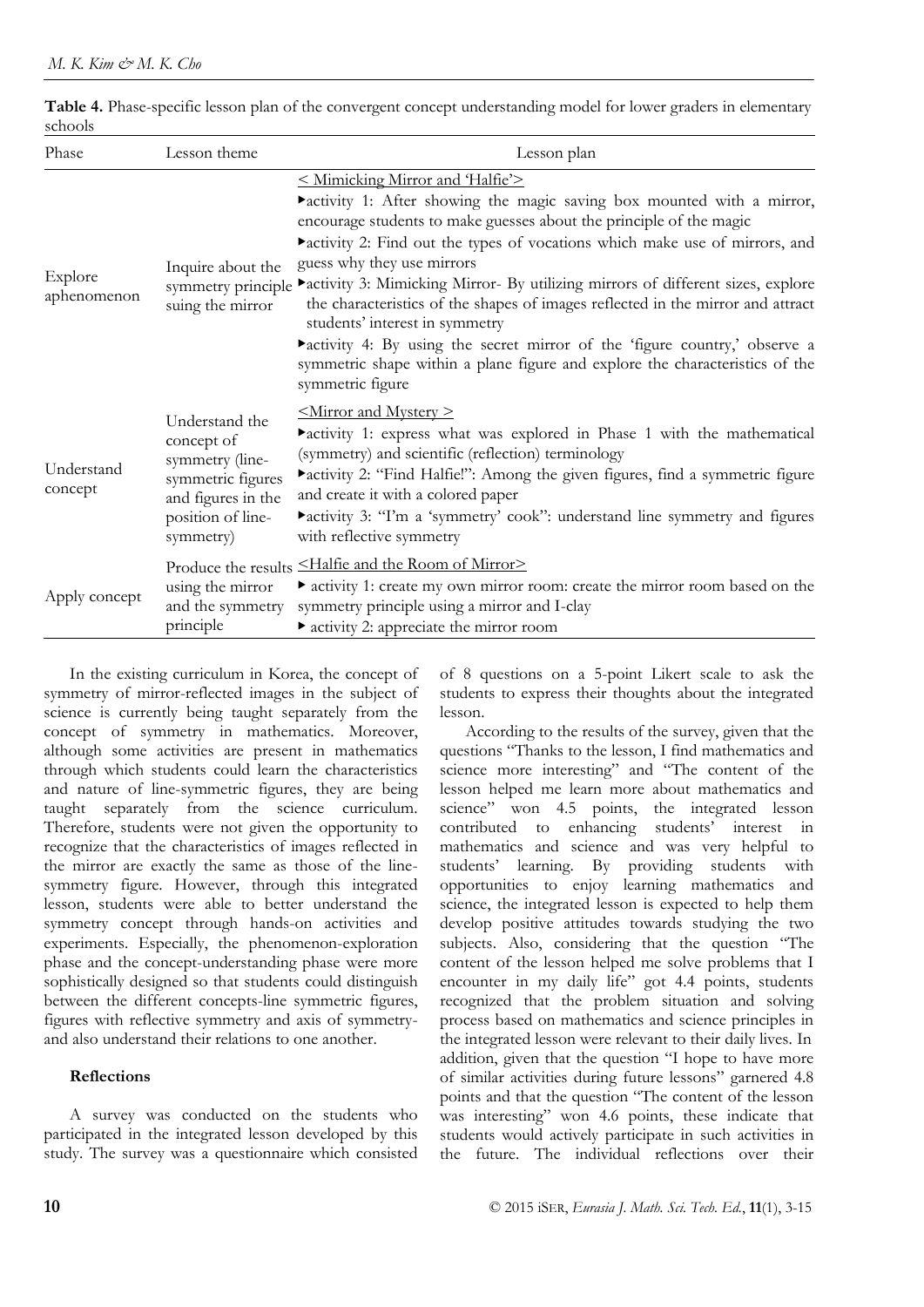**Table 4.** Phase-specific lesson plan of the convergent concept understanding model for lower graders in elementary schools

| Phase | Lesson theme | Lesson plan |
|---|---|---|
| Explore aphenomenon | Inquire about the symmetry principle suing the mirror | < Mimicking Mirror and 'Halfie'> <br> ▸activity 1: After showing the magic saving box mounted with a mirror, encourage students to make guesses about the principle of the magic <br> ▸activity 2: Find out the types of vocations which make use of mirrors, and guess why they use mirrors <br> ▸activity 3: Mimicking Mirror- By utilizing mirrors of different sizes, explore the characteristics of the shapes of images reflected in the mirror and attract students' interest in symmetry <br> ▸activity 4: By using the secret mirror of the 'figure country,' observe a symmetric shape within a plane figure and explore the characteristics of the symmetric figure |
| Understand concept | Understand the concept of symmetry (line-symmetric figures and figures in the position of line-symmetry) | <Mirror and Mystery > <br> ▸activity 1: express what was explored in Phase 1 with the mathematical (symmetry) and scientific (reflection) terminology <br> ▸activity 2: "Find Halfie!": Among the given figures, find a symmetric figure and create it with a colored paper <br> ▸activity 3: "I'm a 'symmetry' cook": understand line symmetry and figures with reflective symmetry |
| Apply concept | Produce the results using the mirror and the symmetry principle | <Halfie and the Room of Mirror> <br> ▸ activity 1: create my own mirror room: create the mirror room based on the symmetry principle using a mirror and I-clay <br> ▸ activity 2: appreciate the mirror room |

In the existing curriculum in Korea, the concept of symmetry of mirror-reflected images in the subject of science is currently being taught separately from the concept of symmetry in mathematics. Moreover, although some activities are present in mathematics through which students could learn the characteristics and nature of line-symmetric figures, they are being taught separately from the science curriculum. Therefore, students were not given the opportunity to recognize that the characteristics of images reflected in the mirror are exactly the same as those of the line-symmetry figure. However, through this integrated lesson, students were able to better understand the symmetry concept through hands-on activities and experiments. Especially, the phenomenon-exploration phase and the concept-understanding phase were more sophistically designed so that students could distinguish between the different concepts-line symmetric figures, figures with reflective symmetry and axis of symmetry-and also understand their relations to one another.

#### Reflections

A survey was conducted on the students who participated in the integrated lesson developed by this study. The survey was a questionnaire which consisted of 8 questions on a 5-point Likert scale to ask the students to express their thoughts about the integrated lesson.

According to the results of the survey, given that the questions "Thanks to the lesson, I find mathematics and science more interesting" and "The content of the lesson helped me learn more about mathematics and science" won 4.5 points, the integrated lesson contributed to enhancing students' interest in mathematics and science and was very helpful to students' learning. By providing students with opportunities to enjoy learning mathematics and science, the integrated lesson is expected to help them develop positive attitudes towards studying the two subjects. Also, considering that the question "The content of the lesson helped me solve problems that I encounter in my daily life" got 4.4 points, students recognized that the problem situation and solving process based on mathematics and science principles in the integrated lesson were relevant to their daily lives. In addition, given that the question "I hope to have more of similar activities during future lessons" garnered 4.8 points and that the question "The content of the lesson was interesting" won 4.6 points, these indicate that students would actively participate in such activities in the future. The individual reflections over their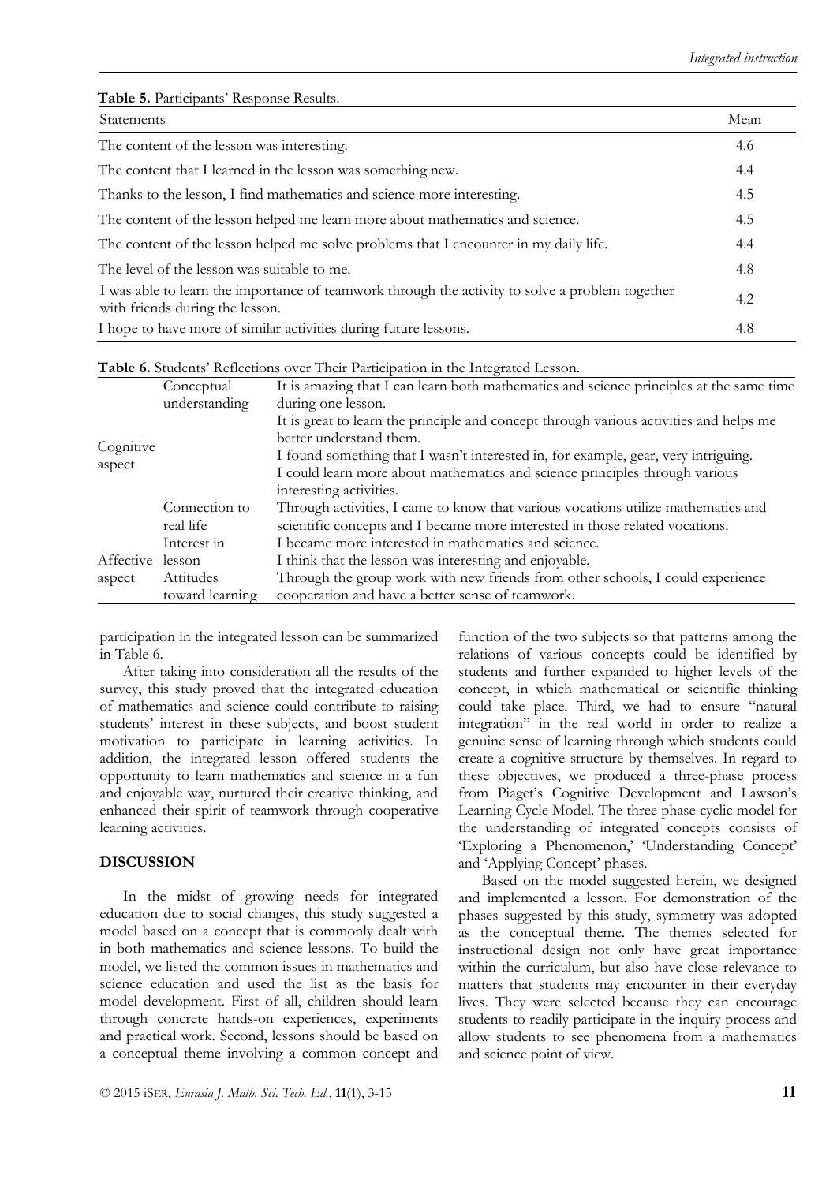**Table 5.** Participants' Response Results.

| Statements | Mean |
|---|---|
| The content of the lesson was interesting. | 4.6 |
| The content that I learned in the lesson was something new. | 4.4 |
| Thanks to the lesson, I find mathematics and science more interesting. | 4.5 |
| The content of the lesson helped me learn more about mathematics and science. | 4.5 |
| The content of the lesson helped me solve problems that I encounter in my daily life. | 4.4 |
| The level of the lesson was suitable to me. | 4.8 |
| I was able to learn the importance of teamwork through the activity to solve a problem together with friends during the lesson. | 4.2 |
| I hope to have more of similar activities during future lessons. | 4.8 |

**Table 6.** Students' Reflections over Their Participation in the Integrated Lesson.

| | | |
|---|---|---|
| Cognitive aspect | Conceptual understanding | It is amazing that I can learn both mathematics and science principles at the same time during one lesson. |
| | | It is great to learn the principle and concept through various activities and helps me better understand them. |
| | | I found something that I wasn't interested in, for example, gear, very intriguing. |
| | | I could learn more about mathematics and science principles through various interesting activities. |
| | Connection to real life | Through activities, I came to know that various vocations utilize mathematics and scientific concepts and I became more interested in those related vocations. |
| Affective aspect | Interest in lesson | I became more interested in mathematics and science. |
| | | I think that the lesson was interesting and enjoyable. |
| | Attitudes toward learning | Through the group work with new friends from other schools, I could experience cooperation and have a better sense of teamwork. |

participation in the integrated lesson can be summarized in Table 6.

After taking into consideration all the results of the survey, this study proved that the integrated education of mathematics and science could contribute to raising students' interest in these subjects, and boost student motivation to participate in learning activities. In addition, the integrated lesson offered students the opportunity to learn mathematics and science in a fun and enjoyable way, nurtured their creative thinking, and enhanced their spirit of teamwork through cooperative learning activities.

## DISCUSSION

In the midst of growing needs for integrated education due to social changes, this study suggested a model based on a concept that is commonly dealt with in both mathematics and science lessons. To build the model, we listed the common issues in mathematics and science education and used the list as the basis for model development. First of all, children should learn through concrete hands-on experiences, experiments and practical work. Second, lessons should be based on a conceptual theme involving a common concept and function of the two subjects so that patterns among the relations of various concepts could be identified by students and further expanded to higher levels of the concept, in which mathematical or scientific thinking could take place. Third, we had to ensure "natural integration" in the real world in order to realize a genuine sense of learning through which students could create a cognitive structure by themselves. In regard to these objectives, we produced a three-phase process from Piaget's Cognitive Development and Lawson's Learning Cycle Model. The three phase cyclic model for the understanding of integrated concepts consists of 'Exploring a Phenomenon,' 'Understanding Concept' and 'Applying Concept' phases.

Based on the model suggested herein, we designed and implemented a lesson. For demonstration of the phases suggested by this study, symmetry was adopted as the conceptual theme. The themes selected for instructional design not only have great importance within the curriculum, but also have close relevance to matters that students may encounter in their everyday lives. They were selected because they can encourage students to readily participate in the inquiry process and allow students to see phenomena from a mathematics and science point of view.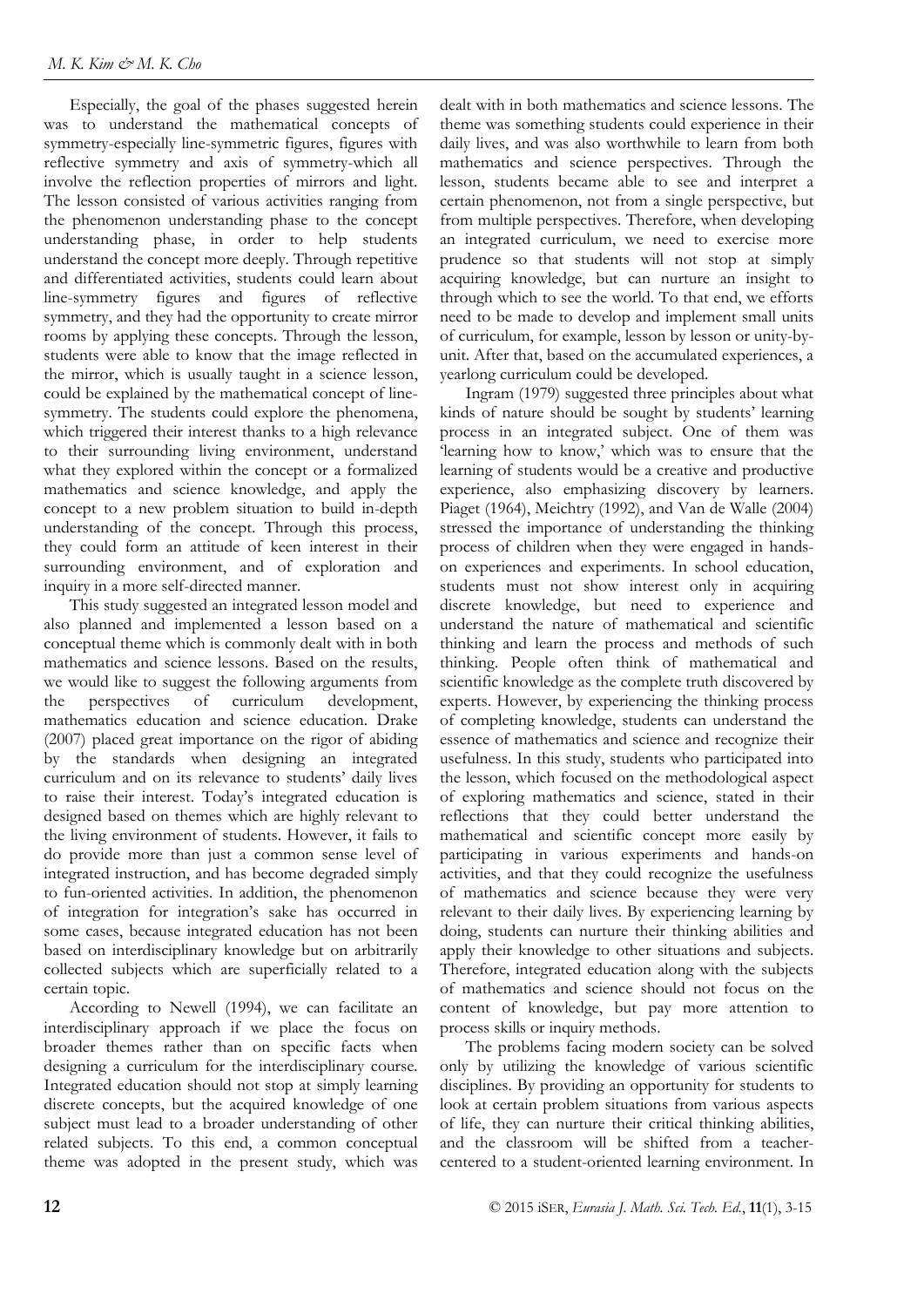Especially, the goal of the phases suggested herein was to understand the mathematical concepts of symmetry-especially line-symmetric figures, figures with reflective symmetry and axis of symmetry-which all involve the reflection properties of mirrors and light. The lesson consisted of various activities ranging from the phenomenon understanding phase to the concept understanding phase, in order to help students understand the concept more deeply. Through repetitive and differentiated activities, students could learn about line-symmetry figures and figures of reflective symmetry, and they had the opportunity to create mirror rooms by applying these concepts. Through the lesson, students were able to know that the image reflected in the mirror, which is usually taught in a science lesson, could be explained by the mathematical concept of line-symmetry. The students could explore the phenomena, which triggered their interest thanks to a high relevance to their surrounding living environment, understand what they explored within the concept or a formalized mathematics and science knowledge, and apply the concept to a new problem situation to build in-depth understanding of the concept. Through this process, they could form an attitude of keen interest in their surrounding environment, and of exploration and inquiry in a more self-directed manner.

This study suggested an integrated lesson model and also planned and implemented a lesson based on a conceptual theme which is commonly dealt with in both mathematics and science lessons. Based on the results, we would like to suggest the following arguments from the perspectives of curriculum development, mathematics education and science education. Drake (2007) placed great importance on the rigor of abiding by the standards when designing an integrated curriculum and on its relevance to students' daily lives to raise their interest. Today's integrated education is designed based on themes which are highly relevant to the living environment of students. However, it fails to do provide more than just a common sense level of integrated instruction, and has become degraded simply to fun-oriented activities. In addition, the phenomenon of integration for integration's sake has occurred in some cases, because integrated education has not been based on interdisciplinary knowledge but on arbitrarily collected subjects which are superficially related to a certain topic.

According to Newell (1994), we can facilitate an interdisciplinary approach if we place the focus on broader themes rather than on specific facts when designing a curriculum for the interdisciplinary course. Integrated education should not stop at simply learning discrete concepts, but the acquired knowledge of one subject must lead to a broader understanding of other related subjects. To this end, a common conceptual theme was adopted in the present study, which was dealt with in both mathematics and science lessons. The theme was something students could experience in their daily lives, and was also worthwhile to learn from both mathematics and science perspectives. Through the lesson, students became able to see and interpret a certain phenomenon, not from a single perspective, but from multiple perspectives. Therefore, when developing an integrated curriculum, we need to exercise more prudence so that students will not stop at simply acquiring knowledge, but can nurture an insight to through which to see the world. To that end, we efforts need to be made to develop and implement small units of curriculum, for example, lesson by lesson or unity-by-unit. After that, based on the accumulated experiences, a yearlong curriculum could be developed.

Ingram (1979) suggested three principles about what kinds of nature should be sought by students' learning process in an integrated subject. One of them was 'learning how to know,' which was to ensure that the learning of students would be a creative and productive experience, also emphasizing discovery by learners. Piaget (1964), Meichtry (1992), and Van de Walle (2004) stressed the importance of understanding the thinking process of children when they were engaged in hands-on experiences and experiments. In school education, students must not show interest only in acquiring discrete knowledge, but need to experience and understand the nature of mathematical and scientific thinking and learn the process and methods of such thinking. People often think of mathematical and scientific knowledge as the complete truth discovered by experts. However, by experiencing the thinking process of completing knowledge, students can understand the essence of mathematics and science and recognize their usefulness. In this study, students who participated into the lesson, which focused on the methodological aspect of exploring mathematics and science, stated in their reflections that they could better understand the mathematical and scientific concept more easily by participating in various experiments and hands-on activities, and that they could recognize the usefulness of mathematics and science because they were very relevant to their daily lives. By experiencing learning by doing, students can nurture their thinking abilities and apply their knowledge to other situations and subjects. Therefore, integrated education along with the subjects of mathematics and science should not focus on the content of knowledge, but pay more attention to process skills or inquiry methods.

The problems facing modern society can be solved only by utilizing the knowledge of various scientific disciplines. By providing an opportunity for students to look at certain problem situations from various aspects of life, they can nurture their critical thinking abilities, and the classroom will be shifted from a teacher-centered to a student-oriented learning environment. In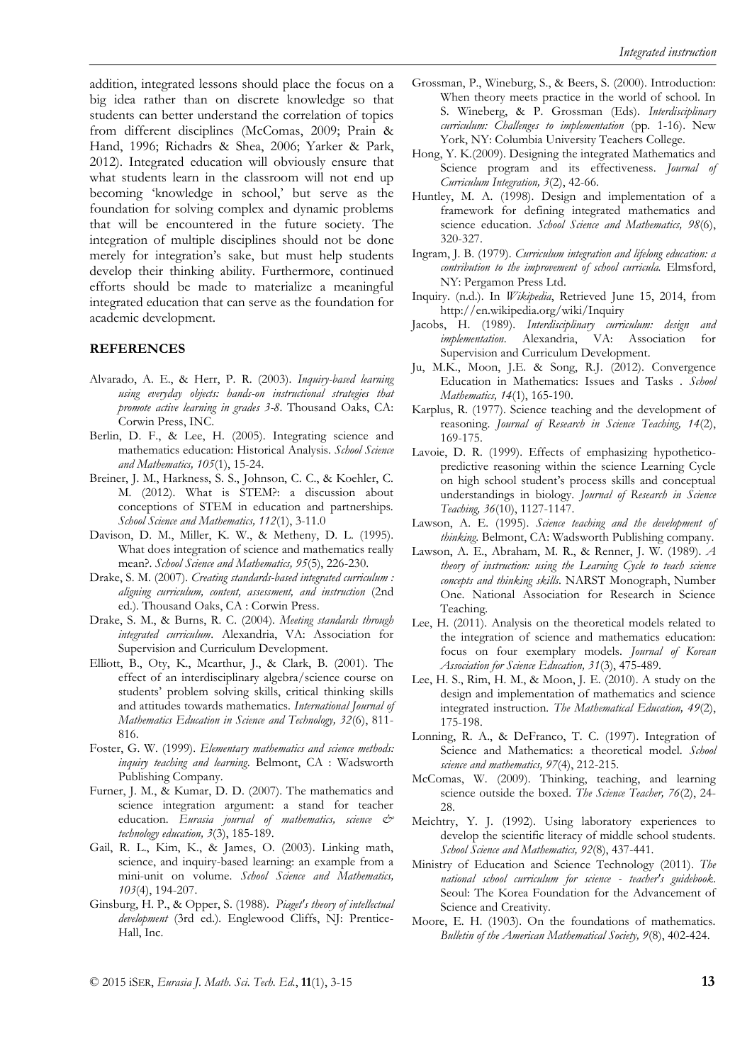addition, integrated lessons should place the focus on a big idea rather than on discrete knowledge so that students can better understand the correlation of topics from different disciplines (McComas, 2009; Prain & Hand, 1996; Richadrs & Shea, 2006; Yarker & Park, 2012). Integrated education will obviously ensure that what students learn in the classroom will not end up becoming 'knowledge in school,' but serve as the foundation for solving complex and dynamic problems that will be encountered in the future society. The integration of multiple disciplines should not be done merely for integration's sake, but must help students develop their thinking ability. Furthermore, continued efforts should be made to materialize a meaningful integrated education that can serve as the foundation for academic development.

## REFERENCES

Alvarado, A. E., & Herr, P. R. (2003). *Inquiry-based learning using everyday objects: hands-on instructional strategies that promote active learning in grades 3-8*. Thousand Oaks, CA: Corwin Press, INC.

Berlin, D. F., & Lee, H. (2005). Integrating science and mathematics education: Historical Analysis. *School Science and Mathematics, 105*(1), 15-24.

Breiner, J. M., Harkness, S. S., Johnson, C. C., & Koehler, C. M. (2012). What is STEM?: a discussion about conceptions of STEM in education and partnerships. *School Science and Mathematics, 112*(1), 3-11.0

Davison, D. M., Miller, K. W., & Metheny, D. L. (1995). What does integration of science and mathematics really mean?. *School Science and Mathematics, 95*(5), 226-230.

Drake, S. M. (2007). *Creating standards-based integrated curriculum : aligning curriculum, content, assessment, and instruction* (2nd ed.). Thousand Oaks, CA : Corwin Press.

Drake, S. M., & Burns, R. C. (2004). *Meeting standards through integrated curriculum*. Alexandria, VA: Association for Supervision and Curriculum Development.

Elliott, B., Oty, K., Mcarthur, J., & Clark, B. (2001). The effect of an interdisciplinary algebra/science course on students' problem solving skills, critical thinking skills and attitudes towards mathematics. *International Journal of Mathematics Education in Science and Technology, 32*(6), 811-816.

Foster, G. W. (1999). *Elementary mathematics and science methods: inquiry teaching and learning*. Belmont, CA : Wadsworth Publishing Company.

Furner, J. M., & Kumar, D. D. (2007). The mathematics and science integration argument: a stand for teacher education. *Eurasia journal of mathematics, science & technology education, 3*(3), 185-189.

Gail, R. L., Kim, K., & James, O. (2003). Linking math, science, and inquiry-based learning: an example from a mini-unit on volume. *School Science and Mathematics, 103*(4), 194-207.

Ginsburg, H. P., & Opper, S. (1988). *Piaget's theory of intellectual development* (3rd ed.). Englewood Cliffs, NJ: Prentice-Hall, Inc.

Grossman, P., Wineburg, S., & Beers, S. (2000). Introduction: When theory meets practice in the world of school. In S. Wineberg, & P. Grossman (Eds). *Interdisciplinary curriculum: Challenges to implementation* (pp. 1-16). New York, NY: Columbia University Teachers College.

Hong, Y. K.(2009). Designing the integrated Mathematics and Science program and its effectiveness. *Journal of Curriculum Integration, 3*(2), 42-66.

Huntley, M. A. (1998). Design and implementation of a framework for defining integrated mathematics and science education. *School Science and Mathematics, 98*(6), 320-327.

Ingram, J. B. (1979). *Curriculum integration and lifelong education: a contribution to the improvement of school curricula.* Elmsford, NY: Pergamon Press Ltd.

Inquiry. (n.d.). In *Wikipedia*, Retrieved June 15, 2014, from http://en.wikipedia.org/wiki/Inquiry

Jacobs, H. (1989). *Interdisciplinary curriculum: design and implementation*. Alexandria, VA: Association for Supervision and Curriculum Development.

Ju, M.K., Moon, J.E. & Song, R.J. (2012). Convergence Education in Mathematics: Issues and Tasks . *School Mathematics, 14*(1), 165-190.

Karplus, R. (1977). Science teaching and the development of reasoning. *Journal of Research in Science Teaching, 14*(2), 169-175.

Lavoie, D. R. (1999). Effects of emphasizing hypothetico-predictive reasoning within the science Learning Cycle on high school student's process skills and conceptual understandings in biology. *Journal of Research in Science Teaching, 36*(10), 1127-1147.

Lawson, A. E. (1995). *Science teaching and the development of thinking*. Belmont, CA: Wadsworth Publishing company.

Lawson, A. E., Abraham, M. R., & Renner, J. W. (1989). *A theory of instruction: using the Learning Cycle to teach science concepts and thinking skills*. NARST Monograph, Number One. National Association for Research in Science Teaching.

Lee, H. (2011). Analysis on the theoretical models related to the integration of science and mathematics education: focus on four exemplary models. *Journal of Korean Association for Science Education, 31*(3), 475-489.

Lee, H. S., Rim, H. M., & Moon, J. E. (2010). A study on the design and implementation of mathematics and science integrated instruction. *The Mathematical Education, 49*(2), 175-198.

Lonning, R. A., & DeFranco, T. C. (1997). Integration of Science and Mathematics: a theoretical model. *School science and mathematics, 97*(4), 212-215.

McComas, W. (2009). Thinking, teaching, and learning science outside the boxed. *The Science Teacher, 76*(2), 24-28.

Meichtry, Y. J. (1992). Using laboratory experiences to develop the scientific literacy of middle school students. *School Science and Mathematics, 92*(8), 437-441.

Ministry of Education and Science Technology (2011). *The national school curriculum for science - teacher's guidebook*. Seoul: The Korea Foundation for the Advancement of Science and Creativity.

Moore, E. H. (1903). On the foundations of mathematics. *Bulletin of the American Mathematical Society, 9*(8), 402-424.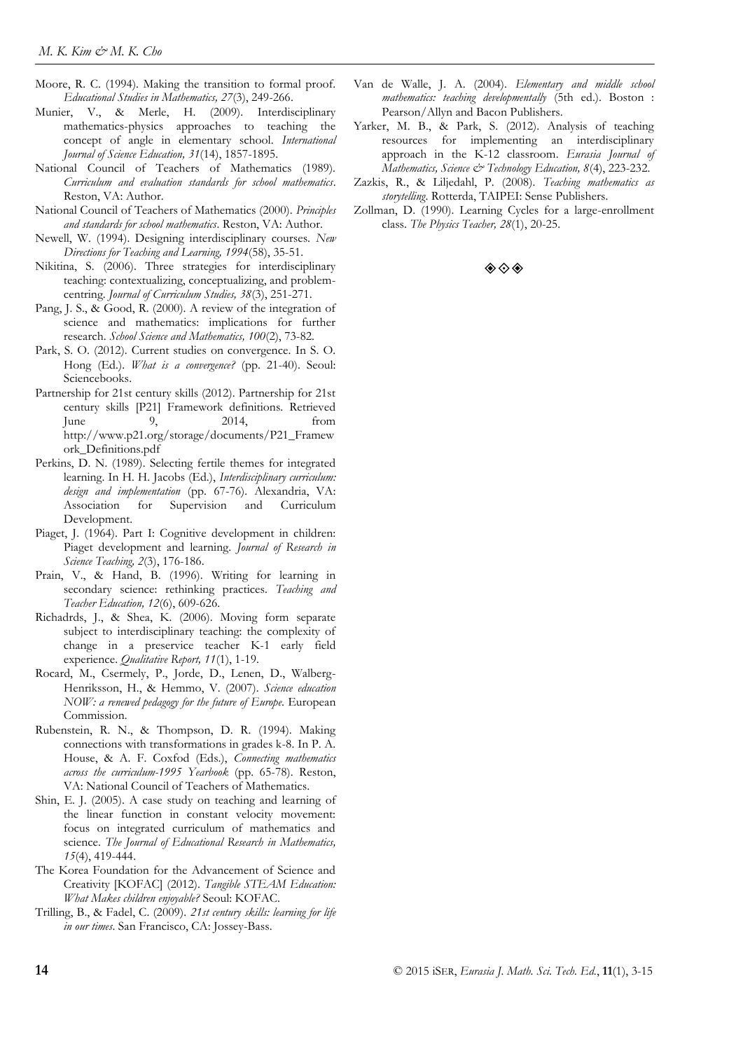Moore, R. C. (1994). Making the transition to formal proof. *Educational Studies in Mathematics, 27*(3), 249-266.

Munier, V., & Merle, H. (2009). Interdisciplinary mathematics-physics approaches to teaching the concept of angle in elementary school. *International Journal of Science Education, 31*(14), 1857-1895.

National Council of Teachers of Mathematics (1989). *Curriculum and evaluation standards for school mathematics*. Reston, VA: Author.

National Council of Teachers of Mathematics (2000). *Principles and standards for school mathematics*. Reston, VA: Author.

Newell, W. (1994). Designing interdisciplinary courses. *New Directions for Teaching and Learning, 1994*(58), 35-51.

Nikitina, S. (2006). Three strategies for interdisciplinary teaching: contextualizing, conceptualizing, and problem-centring. *Journal of Curriculum Studies, 38*(3), 251-271.

Pang, J. S., & Good, R. (2000). A review of the integration of science and mathematics: implications for further research. *School Science and Mathematics, 100*(2), 73-82.

Park, S. O. (2012). Current studies on convergence. In S. O. Hong (Ed.). *What is a convergence?* (pp. 21-40). Seoul: Sciencebooks.

Partnership for 21st century skills (2012). Partnership for 21st century skills [P21] Framework definitions. Retrieved June 9, 2014, from http://www.p21.org/storage/documents/P21_Framework_Definitions.pdf

Perkins, D. N. (1989). Selecting fertile themes for integrated learning. In H. H. Jacobs (Ed.), *Interdisciplinary curriculum: design and implementation* (pp. 67-76). Alexandria, VA: Association for Supervision and Curriculum Development.

Piaget, J. (1964). Part I: Cognitive development in children: Piaget development and learning. *Journal of Research in Science Teaching, 2*(3), 176-186.

Prain, V., & Hand, B. (1996). Writing for learning in secondary science: rethinking practices. *Teaching and Teacher Education, 12*(6), 609-626.

Richadrds, J., & Shea, K. (2006). Moving form separate subject to interdisciplinary teaching: the complexity of change in a preservice teacher K-1 early field experience. *Qualitative Report, 11*(1), 1-19.

Rocard, M., Csermely, P., Jorde, D., Lenen, D., Walberg-Henriksson, H., & Hemmo, V. (2007). *Science education NOW: a renewed pedagogy for the future of Europe*. European Commission.

Rubenstein, R. N., & Thompson, D. R. (1994). Making connections with transformations in grades k-8. In P. A. House, & A. F. Coxfod (Eds.), *Connecting mathematics across the curriculum-1995 Yearbook* (pp. 65-78). Reston, VA: National Council of Teachers of Mathematics.

Shin, E. J. (2005). A case study on teaching and learning of the linear function in constant velocity movement: focus on integrated curriculum of mathematics and science. *The Journal of Educational Research in Mathematics, 15*(4), 419-444.

The Korea Foundation for the Advancement of Science and Creativity [KOFAC] (2012). *Tangible STEAM Education: What Makes children enjoyable?* Seoul: KOFAC.

Trilling, B., & Fadel, C. (2009). *21st century skills: learning for life in our times*. San Francisco, CA: Jossey-Bass.

Van de Walle, J. A. (2004). *Elementary and middle school mathematics: teaching developmentally* (5th ed.). Boston : Pearson/Allyn and Bacon Publishers.

Yarker, M. B., & Park, S. (2012). Analysis of teaching resources for implementing an interdisciplinary approach in the K-12 classroom. *Eurasia Journal of Mathematics, Science & Technology Education, 8*(4), 223-232.

Zazkis, R., & Liljedahl, P. (2008). *Teaching mathematics as storytelling*. Rotterda, TAIPEI: Sense Publishers.

Zollman, D. (1990). Learning Cycles for a large-enrollment class. *The Physics Teacher, 28*(1), 20-25.

◈◇◈